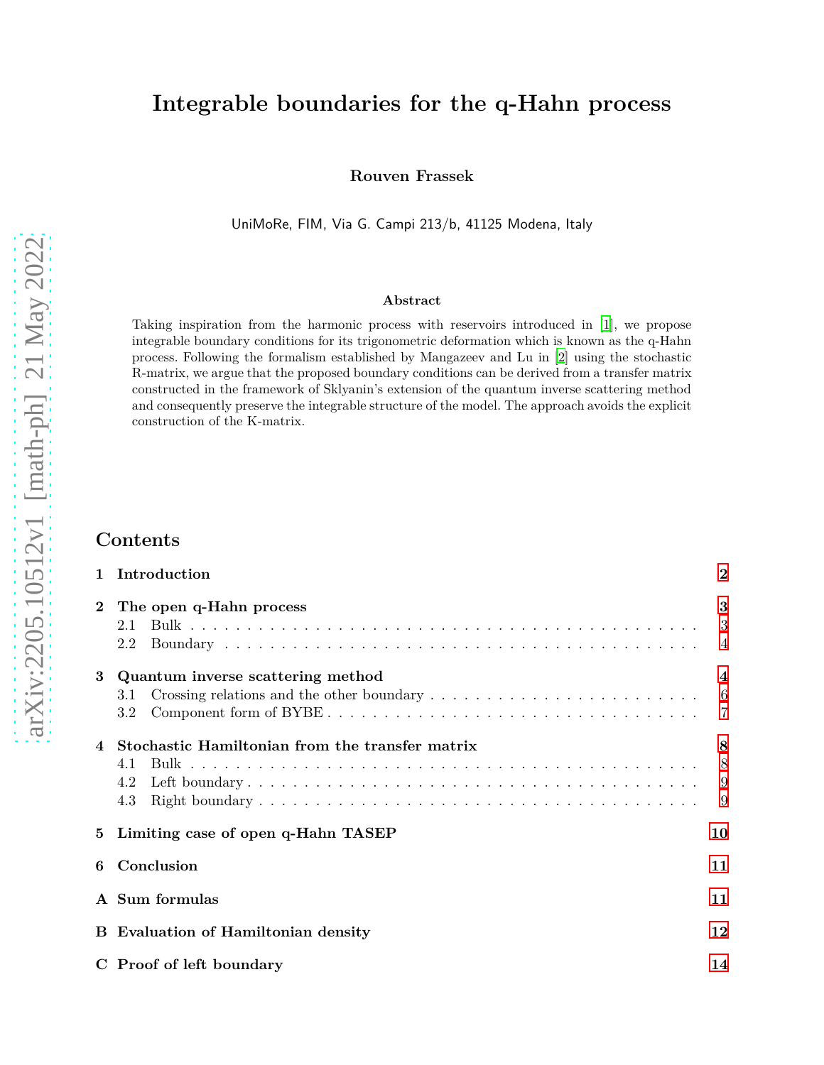# Integrable boundaries for the q-Hahn process

**Rouven Frassek**

UniMoRe, FIM, Via G. Campi 213/b, 41125 Modena, Italy

### Abstract

Taking inspiration from the harmonic process with reservoirs introduced in [1], we propose integrable boundary conditions for its trigonometric deformation which is known as the q-Hahn process. Following the formalism established by Mangazeev and Lu in [2] using the stochastic R-matrix, we argue that the proposed boundary conditions can be derived from a transfer matrix constructed in the framework of Sklyanin's extension of the quantum inverse scattering method and consequently preserve the integrable structure of the model. The approach avoids the explicit construction of the K-matrix.

## Contents

- **1 Introduction** — 2
- **2 The open q-Hahn process** — 3
  - 2.1 Bulk — 3
  - 2.2 Boundary — 4
- **3 Quantum inverse scattering method** — 4
  - 3.1 Crossing relations and the other boundary — 6
  - 3.2 Component form of BYBE — 7
- **4 Stochastic Hamiltonian from the transfer matrix** — 8
  - 4.1 Bulk — 8
  - 4.2 Left boundary — 9
  - 4.3 Right boundary — 9
- **5 Limiting case of open q-Hahn TASEP** — 10
- **6 Conclusion** — 11
- **A Sum formulas** — 11
- **B Evaluation of Hamiltonian density** — 12
- **C Proof of left boundary** — 14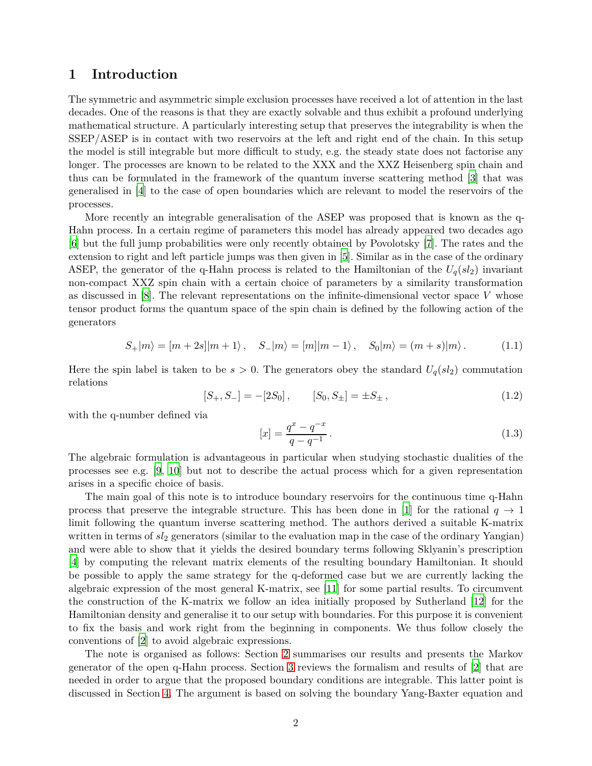# 1 Introduction

The symmetric and asymmetric simple exclusion processes have received a lot of attention in the last decades. One of the reasons is that they are exactly solvable and thus exhibit a profound underlying mathematical structure. A particularly interesting setup that preserves the integrability is when the SSEP/ASEP is in contact with two reservoirs at the left and right end of the chain. In this setup the model is still integrable but more difficult to study, e.g. the steady state does not factorise any longer. The processes are known to be related to the XXX and the XXZ Heisenberg spin chain and thus can be formulated in the framework of the quantum inverse scattering method [3] that was generalised in [4] to the case of open boundaries which are relevant to model the reservoirs of the processes.

More recently an integrable generalisation of the ASEP was proposed that is known as the q-Hahn process. In a certain regime of parameters this model has already appeared two decades ago [6] but the full jump probabilities were only recently obtained by Povolotsky [7]. The rates and the extension to right and left particle jumps was then given in [5]. Similar as in the case of the ordinary ASEP, the generator of the q-Hahn process is related to the Hamiltonian of the $U_q(sl_2)$ invariant non-compact XXZ spin chain with a certain choice of parameters by a similarity transformation as discussed in [8]. The relevant representations on the infinite-dimensional vector space $V$ whose tensor product forms the quantum space of the spin chain is defined by the following action of the generators

$$S_+|m\rangle = [m+2s]|m+1\rangle\,,\quad S_-|m\rangle = [m]|m-1\rangle\,,\quad S_0|m\rangle = (m+s)|m\rangle\,. \tag{1.1}$$

Here the spin label is taken to be $s > 0$. The generators obey the standard $U_q(sl_2)$ commutation relations

$$[S_+, S_-] = -[2S_0]\,,\qquad [S_0, S_\pm] = \pm S_\pm\,, \tag{1.2}$$

with the q-number defined via

$$[x] = \frac{q^x - q^{-x}}{q - q^{-1}}\,. \tag{1.3}$$

The algebraic formulation is advantageous in particular when studying stochastic dualities of the processes see e.g. [9, 10] but not to describe the actual process which for a given representation arises in a specific choice of basis.

The main goal of this note is to introduce boundary reservoirs for the continuous time q-Hahn process that preserve the integrable structure. This has been done in [1] for the rational $q \to 1$ limit following the quantum inverse scattering method. The authors derived a suitable K-matrix written in terms of $sl_2$ generators (similar to the evaluation map in the case of the ordinary Yangian) and were able to show that it yields the desired boundary terms following Sklyanin's prescription [4] by computing the relevant matrix elements of the resulting boundary Hamiltonian. It should be possible to apply the same strategy for the q-deformed case but we are currently lacking the algebraic expression of the most general K-matrix, see [11] for some partial results. To circumvent the construction of the K-matrix we follow an idea initially proposed by Sutherland [12] for the Hamiltonian density and generalise it to our setup with boundaries. For this purpose it is convenient to fix the basis and work right from the beginning in components. We thus follow closely the conventions of [2] to avoid algebraic expressions.

The note is organised as follows: Section 2 summarises our results and presents the Markov generator of the open q-Hahn process. Section 3 reviews the formalism and results of [2] that are needed in order to argue that the proposed boundary conditions are integrable. This latter point is discussed in Section 4. The argument is based on solving the boundary Yang-Baxter equation and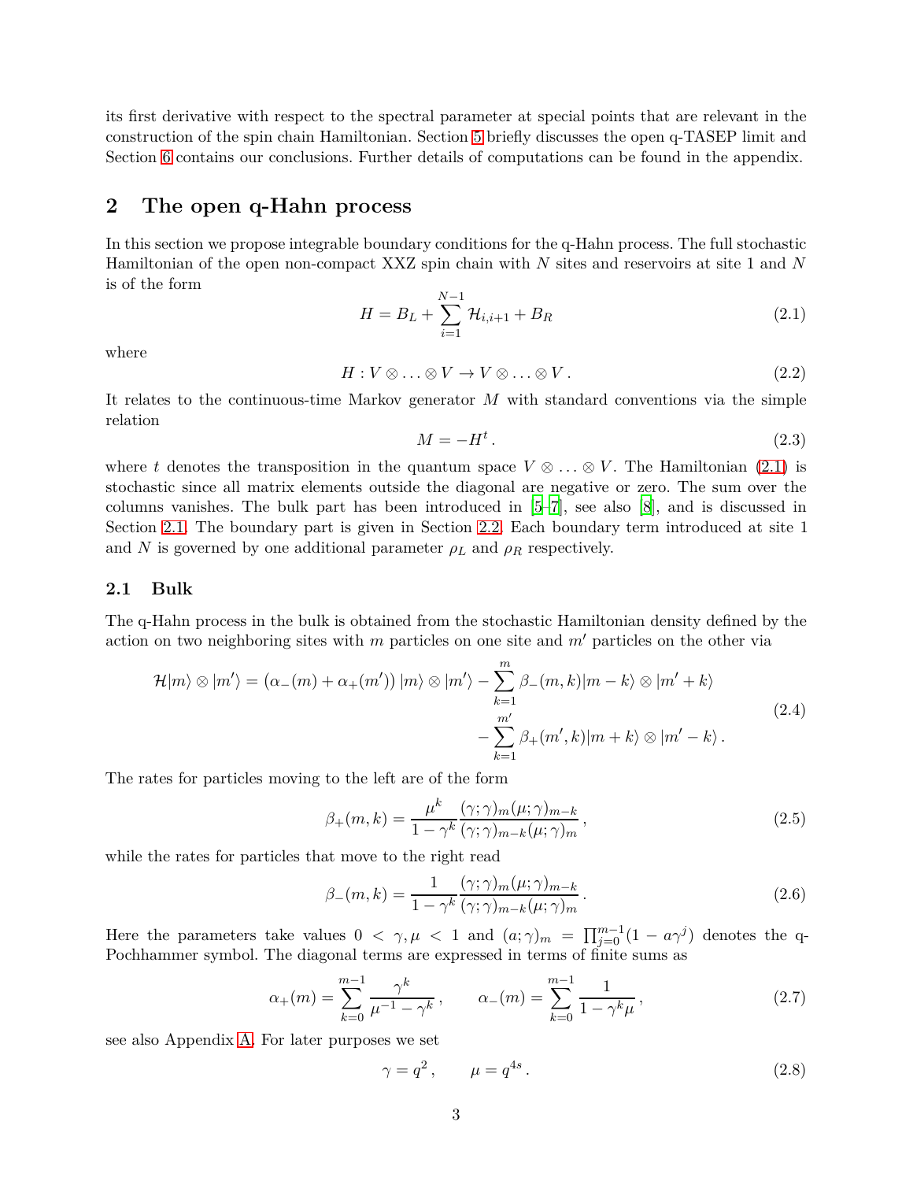its first derivative with respect to the spectral parameter at special points that are relevant in the construction of the spin chain Hamiltonian. Section 5 briefly discusses the open q-TASEP limit and Section 6 contains our conclusions. Further details of computations can be found in the appendix.

## 2 The open q-Hahn process

In this section we propose integrable boundary conditions for the q-Hahn process. The full stochastic Hamiltonian of the open non-compact XXZ spin chain with $N$ sites and reservoirs at site 1 and $N$ is of the form

$$H = B_L + \sum_{i=1}^{N-1} \mathcal{H}_{i,i+1} + B_R \tag{2.1}$$

where

$$H : V \otimes \ldots \otimes V \to V \otimes \ldots \otimes V\,. \tag{2.2}$$

It relates to the continuous-time Markov generator $M$ with standard conventions via the simple relation

$$M = -H^t\,. \tag{2.3}$$

where $t$ denotes the transposition in the quantum space $V \otimes \ldots \otimes V$. The Hamiltonian (2.1) is stochastic since all matrix elements outside the diagonal are negative or zero. The sum over the columns vanishes. The bulk part has been introduced in [5–7], see also [8], and is discussed in Section 2.1. The boundary part is given in Section 2.2. Each boundary term introduced at site 1 and $N$ is governed by one additional parameter $\rho_L$ and $\rho_R$ respectively.

### 2.1 Bulk

The q-Hahn process in the bulk is obtained from the stochastic Hamiltonian density defined by the action on two neighboring sites with $m$ particles on one site and $m'$ particles on the other via

$$\begin{aligned}\mathcal{H}|m\rangle \otimes |m'\rangle = (\alpha_-(m) + \alpha_+(m'))\,|m\rangle \otimes |m'\rangle - \sum_{k=1}^{m} \beta_-(m,k)|m-k\rangle \otimes |m'+k\rangle \\ - \sum_{k=1}^{m'} \beta_+(m',k)|m+k\rangle \otimes |m'-k\rangle\,.\end{aligned} \tag{2.4}$$

The rates for particles moving to the left are of the form

$$\beta_+(m,k) = \frac{\mu^k}{1-\gamma^k} \frac{(\gamma;\gamma)_m(\mu;\gamma)_{m-k}}{(\gamma;\gamma)_{m-k}(\mu;\gamma)_m}\,, \tag{2.5}$$

while the rates for particles that move to the right read

$$\beta_-(m,k) = \frac{1}{1-\gamma^k} \frac{(\gamma;\gamma)_m(\mu;\gamma)_{m-k}}{(\gamma;\gamma)_{m-k}(\mu;\gamma)_m}\,. \tag{2.6}$$

Here the parameters take values $0 < \gamma, \mu < 1$ and $(a;\gamma)_m = \prod_{j=0}^{m-1}(1 - a\gamma^j)$ denotes the q-Pochhammer symbol. The diagonal terms are expressed in terms of finite sums as

$$\alpha_+(m) = \sum_{k=0}^{m-1} \frac{\gamma^k}{\mu^{-1} - \gamma^k}\,, \qquad \alpha_-(m) = \sum_{k=0}^{m-1} \frac{1}{1-\gamma^k\mu}\,, \tag{2.7}$$

see also Appendix A. For later purposes we set

$$\gamma = q^2\,, \qquad \mu = q^{4s}\,. \tag{2.8}$$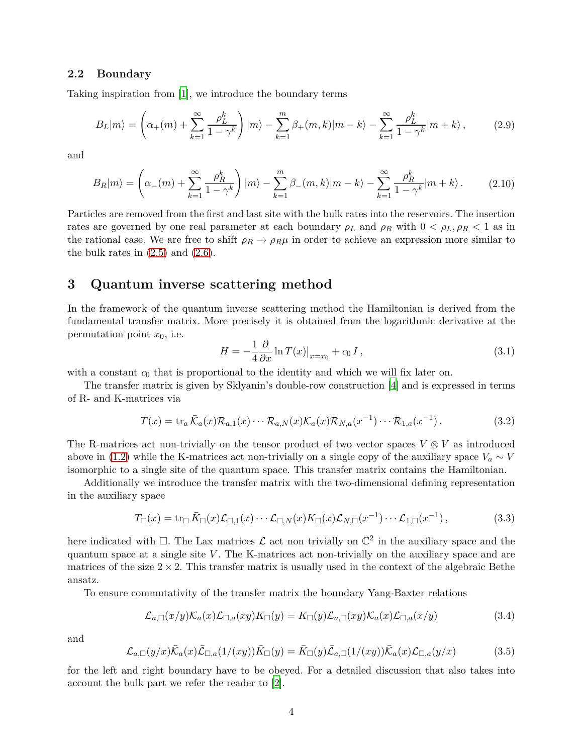### 2.2 Boundary

Taking inspiration from [1], we introduce the boundary terms

$$B_L|m\rangle = \left(\alpha_+(m) + \sum_{k=1}^{\infty} \frac{\rho_L^k}{1-\gamma^k}\right)|m\rangle - \sum_{k=1}^{m} \beta_+(m,k)|m-k\rangle - \sum_{k=1}^{\infty} \frac{\rho_L^k}{1-\gamma^k}|m+k\rangle\,, \tag{2.9}$$

and

$$B_R|m\rangle = \left(\alpha_-(m) + \sum_{k=1}^{\infty} \frac{\rho_R^k}{1-\gamma^k}\right)|m\rangle - \sum_{k=1}^{m} \beta_-(m,k)|m-k\rangle - \sum_{k=1}^{\infty} \frac{\rho_R^k}{1-\gamma^k}|m+k\rangle\,. \tag{2.10}$$

Particles are removed from the first and last site with the bulk rates into the reservoirs. The insertion rates are governed by one real parameter at each boundary $\rho_L$ and $\rho_R$ with $0 < \rho_L, \rho_R < 1$ as in the rational case. We are free to shift $\rho_R \to \rho_R\mu$ in order to achieve an expression more similar to the bulk rates in (2.5) and (2.6).

# 3 Quantum inverse scattering method

In the framework of the quantum inverse scattering method the Hamiltonian is derived from the fundamental transfer matrix. More precisely it is obtained from the logarithmic derivative at the permutation point $x_0$, i.e.

$$H = -\frac{1}{4}\frac{\partial}{\partial x}\ln T(x)\big|_{x=x_0} + c_0\, I\,, \tag{3.1}$$

with a constant $c_0$ that is proportional to the identity and which we will fix later on.

The transfer matrix is given by Sklyanin's double-row construction [4] and is expressed in terms of R- and K-matrices via

$$T(x) = \operatorname{tr}_a \bar{\mathcal{K}}_a(x)\mathcal{R}_{a,1}(x)\cdots\mathcal{R}_{a,N}(x)\mathcal{K}_a(x)\mathcal{R}_{N,a}(x^{-1})\cdots\mathcal{R}_{1,a}(x^{-1})\,. \tag{3.2}$$

The R-matrices act non-trivially on the tensor product of two vector spaces $V\otimes V$ as introduced above in (1.2) while the K-matrices act non-trivially on a single copy of the auxiliary space $V_a \sim V$ isomorphic to a single site of the quantum space. This transfer matrix contains the Hamiltonian.

Additionally we introduce the transfer matrix with the two-dimensional defining representation in the auxiliary space

$$T_\square(x) = \operatorname{tr}_\square \bar{K}_\square(x)\mathcal{L}_{\square,1}(x)\cdots\mathcal{L}_{\square,N}(x)K_\square(x)\mathcal{L}_{N,\square}(x^{-1})\cdots\mathcal{L}_{1,\square}(x^{-1})\,, \tag{3.3}$$

here indicated with $\square$. The Lax matrices $\mathcal{L}$ act non trivially on $\mathbb{C}^2$ in the auxiliary space and the quantum space at a single site $V$. The K-matrices act non-trivially on the auxiliary space and are matrices of the size $2\times 2$. This transfer matrix is usually used in the context of the algebraic Bethe ansatz.

To ensure commutativity of the transfer matrix the boundary Yang-Baxter relations

$$\mathcal{L}_{a,\square}(x/y)\mathcal{K}_a(x)\mathcal{L}_{\square,a}(xy)K_\square(y) = K_\square(y)\mathcal{L}_{a,\square}(xy)\mathcal{K}_a(x)\mathcal{L}_{\square,a}(x/y) \tag{3.4}$$

and

$$\mathcal{L}_{a,\square}(y/x)\bar{\mathcal{K}}_a(x)\bar{\mathcal{L}}_{\square,a}(1/(xy))\bar{K}_\square(y) = \bar{K}_\square(y)\bar{\mathcal{L}}_{a,\square}(1/(xy))\bar{\mathcal{K}}_a(x)\mathcal{L}_{\square,a}(y/x) \tag{3.5}$$

for the left and right boundary have to be obeyed. For a detailed discussion that also takes into account the bulk part we refer the reader to [2].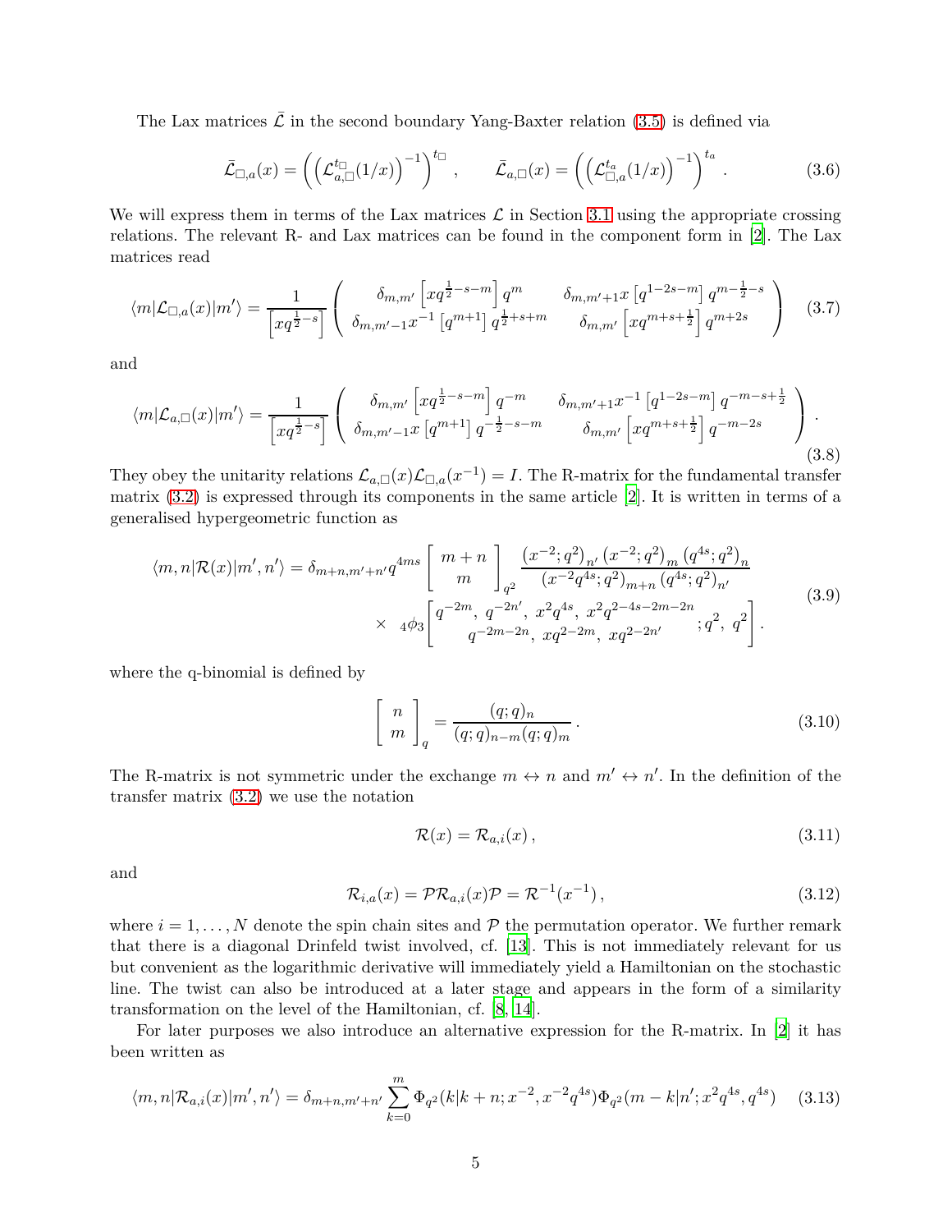The Lax matrices $\bar{\mathcal{L}}$ in the second boundary Yang-Baxter relation (3.5) is defined via

$$
\bar{\mathcal{L}}_{\square,a}(x) = \left( \left( \mathcal{L}^{t_\square}_{a,\square}(1/x) \right)^{-1} \right)^{t_\square} , \qquad \bar{\mathcal{L}}_{a,\square}(x) = \left( \left( \mathcal{L}^{t_a}_{\square,a}(1/x) \right)^{-1} \right)^{t_a} . \tag{3.6}
$$

We will express them in terms of the Lax matrices $\mathcal{L}$ in Section 3.1 using the appropriate crossing relations. The relevant R- and Lax matrices can be found in the component form in [2]. The Lax matrices read

$$
\langle m|\mathcal{L}_{\square,a}(x)|m'\rangle = \frac{1}{\left[xq^{\frac{1}{2}-s}\right]} \begin{pmatrix} \delta_{m,m'}\left[xq^{\frac{1}{2}-s-m}\right]q^{m} & \delta_{m,m'+1}x\left[q^{1-2s-m}\right]q^{m-\frac{1}{2}-s} \\ \delta_{m,m'-1}x^{-1}\left[q^{m+1}\right]q^{\frac{1}{2}+s+m} & \delta_{m,m'}\left[xq^{m+s+\frac{1}{2}}\right]q^{m+2s} \end{pmatrix} \tag{3.7}
$$

and

$$
\langle m|\mathcal{L}_{a,\square}(x)|m'\rangle = \frac{1}{\left[xq^{\frac{1}{2}-s}\right]} \begin{pmatrix} \delta_{m,m'}\left[xq^{\frac{1}{2}-s-m}\right]q^{-m} & \delta_{m,m'+1}x^{-1}\left[q^{1-2s-m}\right]q^{-m-s+\frac{1}{2}} \\ \delta_{m,m'-1}x\left[q^{m+1}\right]q^{-\frac{1}{2}-s-m} & \delta_{m,m'}\left[xq^{m+s+\frac{1}{2}}\right]q^{-m-2s} \end{pmatrix} . \tag{3.8}
$$

They obey the unitarity relations $\mathcal{L}_{a,\square}(x)\mathcal{L}_{\square,a}(x^{-1}) = I$. The R-matrix for the fundamental transfer matrix (3.2) is expressed through its components in the same article [2]. It is written in terms of a generalised hypergeometric function as

$$
\begin{aligned}
\langle m,n|\mathcal{R}(x)|m',n'\rangle = \delta_{m+n,m'+n'}q^{4ms} \begin{bmatrix} m+n \\ m \end{bmatrix}_{q^2} & \frac{(x^{-2};q^2)_{n'}(x^{-2};q^2)_m(q^{4s};q^2)_n}{(x^{-2}q^{4s};q^2)_{m+n}(q^{4s};q^2)_{n'}} \\
\times \ {}_4\phi_3 & \left[ \begin{matrix} q^{-2m},\ q^{-2n'},\ x^2q^{4s},\ x^2q^{2-4s-2m-2n} \\ q^{-2m-2n},\ xq^{2-2m},\ xq^{2-2n'} \end{matrix} ;q^2,\ q^2 \right] .
\end{aligned} \tag{3.9}
$$

where the q-binomial is defined by

$$
\begin{bmatrix} n \\ m \end{bmatrix}_q = \frac{(q;q)_n}{(q;q)_{n-m}(q;q)_m} . \tag{3.10}
$$

The R-matrix is not symmetric under the exchange $m \leftrightarrow n$ and $m' \leftrightarrow n'$. In the definition of the transfer matrix (3.2) we use the notation

$$
\mathcal{R}(x) = \mathcal{R}_{a,i}(x) , \tag{3.11}
$$

and

$$
\mathcal{R}_{i,a}(x) = \mathcal{P}\mathcal{R}_{a,i}(x)\mathcal{P} = \mathcal{R}^{-1}(x^{-1}) , \tag{3.12}
$$

where $i = 1, \dots, N$ denote the spin chain sites and $\mathcal{P}$ the permutation operator. We further remark that there is a diagonal Drinfeld twist involved, cf. [13]. This is not immediately relevant for us but convenient as the logarithmic derivative will immediately yield a Hamiltonian on the stochastic line. The twist can also be introduced at a later stage and appears in the form of a similarity transformation on the level of the Hamiltonian, cf. [8, 14].

For later purposes we also introduce an alternative expression for the R-matrix. In [2] it has been written as

$$
\langle m,n|\mathcal{R}_{a,i}(x)|m',n'\rangle = \delta_{m+n,m'+n'} \sum_{k=0}^{m} \Phi_{q^2}(k|k+n;x^{-2},x^{-2}q^{4s})\Phi_{q^2}(m-k|n';x^2q^{4s},q^{4s}) \tag{3.13}
$$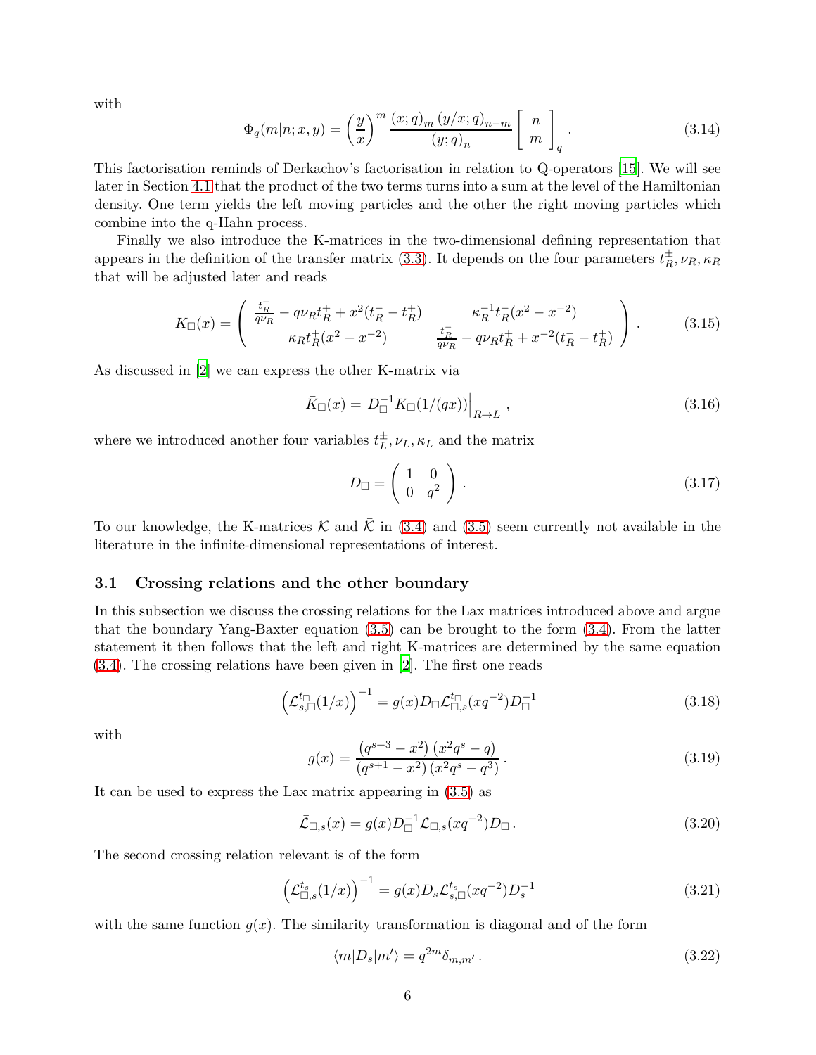with

$$\Phi_q(m|n;x,y) = \left(\frac{y}{x}\right)^m \frac{(x;q)_m\,(y/x;q)_{n-m}}{(y;q)_n} \left[\begin{array}{c} n \\ m \end{array}\right]_q . \tag{3.14}$$

This factorisation reminds of Derkachov's factorisation in relation to Q-operators [15]. We will see later in Section 4.1 that the product of the two terms turns into a sum at the level of the Hamiltonian density. One term yields the left moving particles and the other the right moving particles which combine into the q-Hahn process.

Finally we also introduce the K-matrices in the two-dimensional defining representation that appears in the definition of the transfer matrix (3.3). It depends on the four parameters $t_R^\pm, \nu_R, \kappa_R$ that will be adjusted later and reads

$$K_\square(x) = \left(\begin{array}{cc} \frac{t_R^-}{q\nu_R} - q\nu_R t_R^+ + x^2(t_R^- - t_R^+) & \kappa_R^{-1} t_R^-(x^2 - x^{-2}) \\ \kappa_R t_R^+(x^2 - x^{-2}) & \frac{t_R^-}{q\nu_R} - q\nu_R t_R^+ + x^{-2}(t_R^- - t_R^+) \end{array}\right) . \tag{3.15}$$

As discussed in [2] we can express the other K-matrix via

$$\bar{K}_\square(x) = D_\square^{-1} K_\square(1/(qx))\Big|_{R\to L} , \tag{3.16}$$

where we introduced another four variables $t_L^\pm, \nu_L, \kappa_L$ and the matrix

$$D_\square = \left(\begin{array}{cc} 1 & 0 \\ 0 & q^2 \end{array}\right) . \tag{3.17}$$

To our knowledge, the K-matrices $\mathcal{K}$ and $\bar{\mathcal{K}}$ in (3.4) and (3.5) seem currently not available in the literature in the infinite-dimensional representations of interest.

### 3.1 Crossing relations and the other boundary

In this subsection we discuss the crossing relations for the Lax matrices introduced above and argue that the boundary Yang-Baxter equation (3.5) can be brought to the form (3.4). From the latter statement it then follows that the left and right K-matrices are determined by the same equation (3.4). The crossing relations have been given in [2]. The first one reads

$$\left(\mathcal{L}_{s,\square}^{t_\square}(1/x)\right)^{-1} = g(x) D_\square \mathcal{L}_{\square,s}^{t_\square}(xq^{-2}) D_\square^{-1} \tag{3.18}$$

with

$$g(x) = \frac{\left(q^{s+3} - x^2\right)\left(x^2 q^s - q\right)}{\left(q^{s+1} - x^2\right)\left(x^2 q^s - q^3\right)} . \tag{3.19}$$

It can be used to express the Lax matrix appearing in (3.5) as

$$\bar{\mathcal{L}}_{\square,s}(x) = g(x) D_\square^{-1} \mathcal{L}_{\square,s}(xq^{-2}) D_\square . \tag{3.20}$$

The second crossing relation relevant is of the form

$$\left(\mathcal{L}_{\square,s}^{t_s}(1/x)\right)^{-1} = g(x) D_s \mathcal{L}_{s,\square}^{t_s}(xq^{-2}) D_s^{-1} \tag{3.21}$$

with the same function $g(x)$. The similarity transformation is diagonal and of the form

$$\langle m|D_s|m'\rangle = q^{2m}\delta_{m,m'} . \tag{3.22}$$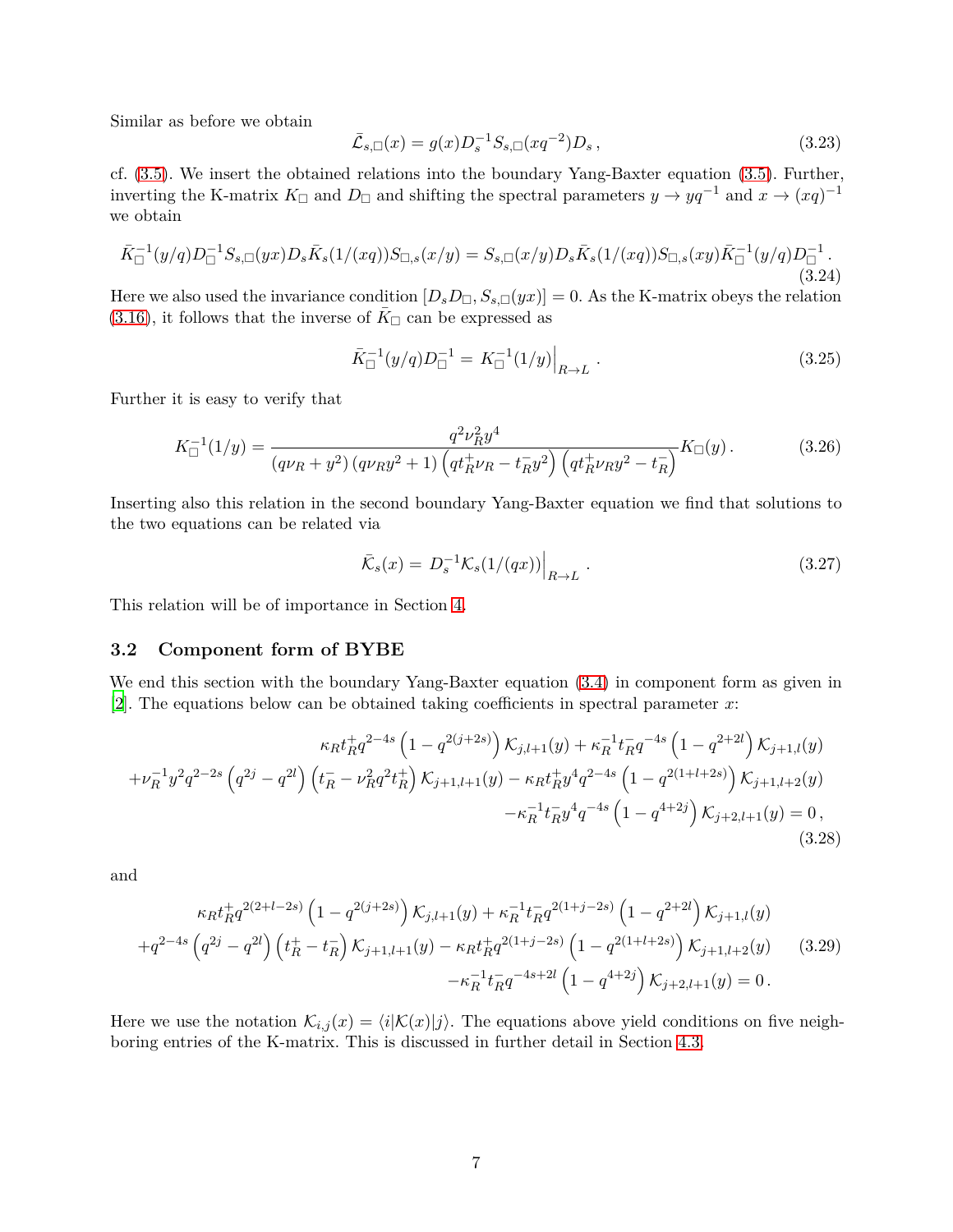Similar as before we obtain

$$\bar{\mathcal{L}}_{s,\Box}(x) = g(x) D_s^{-1} S_{s,\Box}(xq^{-2}) D_s\,, \tag{3.23}$$

cf. (3.5). We insert the obtained relations into the boundary Yang-Baxter equation (3.5). Further, inverting the K-matrix $K_\Box$ and $D_\Box$ and shifting the spectral parameters $y \to yq^{-1}$ and $x \to (xq)^{-1}$ we obtain

$$\bar{K}_\Box^{-1}(y/q) D_\Box^{-1} S_{s,\Box}(yx) D_s \bar{K}_s(1/(xq)) S_{\Box,s}(x/y) = S_{s,\Box}(x/y) D_s \bar{K}_s(1/(xq)) S_{\Box,s}(xy) \bar{K}_\Box^{-1}(y/q) D_\Box^{-1}\,. \tag{3.24}$$

Here we also used the invariance condition $[D_s D_\Box, S_{s,\Box}(yx)] = 0$. As the K-matrix obeys the relation (3.16), it follows that the inverse of $\bar{K}_\Box$ can be expressed as

$$\bar{K}_\Box^{-1}(y/q) D_\Box^{-1} = K_\Box^{-1}(1/y)\Big|_{R\to L}\,. \tag{3.25}$$

Further it is easy to verify that

$$K_\Box^{-1}(1/y) = \frac{q^2 \nu_R^2 y^4}{(q\nu_R + y^2)(q\nu_R y^2 + 1)\left(qt_R^+ \nu_R - t_R^- y^2\right)\left(qt_R^+ \nu_R y^2 - t_R^-\right)} K_\Box(y)\,. \tag{3.26}$$

Inserting also this relation in the second boundary Yang-Baxter equation we find that solutions to the two equations can be related via

$$\bar{\mathcal{K}}_s(x) = D_s^{-1} \mathcal{K}_s(1/(qx))\Big|_{R\to L}\,. \tag{3.27}$$

This relation will be of importance in Section 4.

## 3.2 Component form of BYBE

We end this section with the boundary Yang-Baxter equation (3.4) in component form as given in [2]. The equations below can be obtained taking coefficients in spectral parameter $x$:

$$\begin{aligned}
&\kappa_R t_R^+ q^{2-4s}\left(1-q^{2(j+2s)}\right)\mathcal{K}_{j,l+1}(y) + \kappa_R^{-1} t_R^- q^{-4s}\left(1-q^{2+2l}\right)\mathcal{K}_{j+1,l}(y)\\
&+\nu_R^{-1} y^2 q^{2-2s}\left(q^{2j}-q^{2l}\right)\left(t_R^- - \nu_R^2 q^2 t_R^+\right)\mathcal{K}_{j+1,l+1}(y) - \kappa_R t_R^+ y^4 q^{2-4s}\left(1-q^{2(1+l+2s)}\right)\mathcal{K}_{j+1,l+2}(y)\\
&-\kappa_R^{-1} t_R^- y^4 q^{-4s}\left(1-q^{4+2j}\right)\mathcal{K}_{j+2,l+1}(y) = 0\,,
\end{aligned} \tag{3.28}$$

and

$$\begin{aligned}
&\kappa_R t_R^+ q^{2(2+l-2s)}\left(1-q^{2(j+2s)}\right)\mathcal{K}_{j,l+1}(y) + \kappa_R^{-1} t_R^- q^{2(1+j-2s)}\left(1-q^{2+2l}\right)\mathcal{K}_{j+1,l}(y)\\
&+q^{2-4s}\left(q^{2j}-q^{2l}\right)\left(t_R^+ - t_R^-\right)\mathcal{K}_{j+1,l+1}(y) - \kappa_R t_R^+ q^{2(1+j-2s)}\left(1-q^{2(1+l+2s)}\right)\mathcal{K}_{j+1,l+2}(y)\\
&-\kappa_R^{-1} t_R^- q^{-4s+2l}\left(1-q^{4+2j}\right)\mathcal{K}_{j+2,l+1}(y) = 0\,.
\end{aligned} \tag{3.29}$$

Here we use the notation $\mathcal{K}_{i,j}(x) = \langle i|\mathcal{K}(x)|j\rangle$. The equations above yield conditions on five neighboring entries of the K-matrix. This is discussed in further detail in Section 4.3.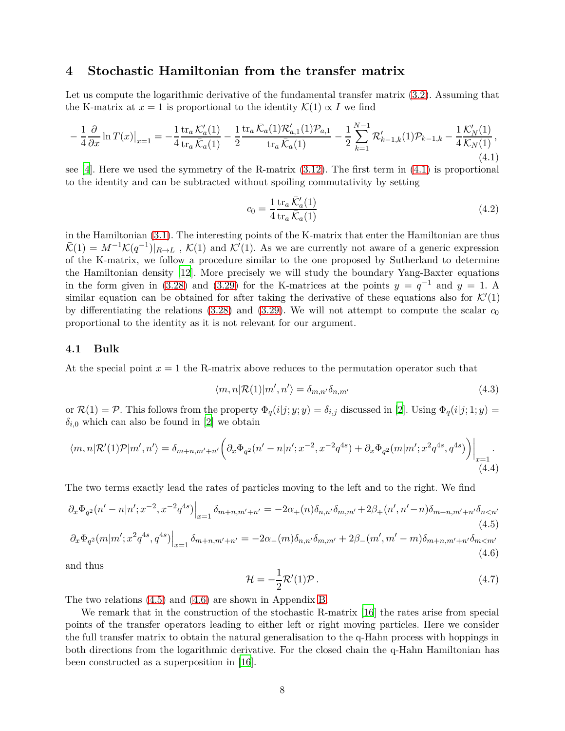## 4 Stochastic Hamiltonian from the transfer matrix

Let us compute the logarithmic derivative of the fundamental transfer matrix (3.2). Assuming that the K-matrix at $x = 1$ is proportional to the identity $\mathcal{K}(1) \propto I$ we find

$$
-\frac{1}{4}\frac{\partial}{\partial x}\ln T(x)\big|_{x=1} = -\frac{1}{4}\frac{\operatorname{tr}_a \bar{\mathcal{K}}_a'(1)}{\operatorname{tr}_a \bar{\mathcal{K}}_a(1)} - \frac{1}{2}\frac{\operatorname{tr}_a \bar{\mathcal{K}}_a(1)\mathcal{R}_{a,1}'(1)\mathcal{P}_{a,1}}{\operatorname{tr}_a \bar{\mathcal{K}}_a(1)} - \frac{1}{2}\sum_{k=1}^{N-1}\mathcal{R}_{k-1,k}'(1)\mathcal{P}_{k-1,k} - \frac{1}{4}\frac{\mathcal{K}_N'(1)}{\mathcal{K}_N(1)}\,, \tag{4.1}
$$

see [4]. Here we used the symmetry of the R-matrix (3.12). The first term in (4.1) is proportional to the identity and can be subtracted without spoiling commutativity by setting

$$
c_0 = \frac{1}{4}\frac{\operatorname{tr}_a \bar{\mathcal{K}}_a'(1)}{\operatorname{tr}_a \bar{\mathcal{K}}_a(1)} \tag{4.2}
$$

in the Hamiltonian (3.1). The interesting points of the K-matrix that enter the Hamiltonian are thus $\bar{\mathcal{K}}(1) = M^{-1}\mathcal{K}(q^{-1})|_{R\to L}$ , $\mathcal{K}(1)$ and $\mathcal{K}'(1)$. As we are currently not aware of a generic expression of the K-matrix, we follow a procedure similar to the one proposed by Sutherland to determine the Hamiltonian density [12]. More precisely we will study the boundary Yang-Baxter equations in the form given in (3.28) and (3.29) for the K-matrices at the points $y = q^{-1}$ and $y = 1$. A similar equation can be obtained for after taking the derivative of these equations also for $\mathcal{K}'(1)$ by differentiating the relations (3.28) and (3.29). We will not attempt to compute the scalar $c_0$ proportional to the identity as it is not relevant for our argument.

### 4.1 Bulk

At the special point $x = 1$ the R-matrix above reduces to the permutation operator such that

$$
\langle m, n|\mathcal{R}(1)|m', n'\rangle = \delta_{m,n'}\delta_{n,m'} \tag{4.3}
$$

or $\mathcal{R}(1) = \mathcal{P}$. This follows from the property $\Phi_q(i|j; y; y) = \delta_{i,j}$ discussed in [2]. Using $\Phi_q(i|j; 1; y) = \delta_{i,0}$ which can also be found in [2] we obtain

$$
\langle m, n|\mathcal{R}'(1)\mathcal{P}|m', n'\rangle = \delta_{m+n,m'+n'}\Big(\partial_x\Phi_{q^2}(n'-n|n'; x^{-2}, x^{-2}q^{4s}) + \partial_x\Phi_{q^2}(m|m'; x^2q^{4s}, q^{4s})\Big)\Big|_{x=1}. \tag{4.4}
$$

The two terms exactly lead the rates of particles moving to the left and to the right. We find

$$
\partial_x\Phi_{q^2}(n'-n|n'; x^{-2}, x^{-2}q^{4s})\Big|_{x=1}\delta_{m+n,m'+n'} = -2\alpha_+(n)\delta_{n,n'}\delta_{m,m'} + 2\beta_+(n', n'-n)\delta_{m+n,m'+n'}\delta_{n<n'} \tag{4.5}
$$

$$
\partial_x\Phi_{q^2}(m|m'; x^2q^{4s}, q^{4s})\Big|_{x=1}\delta_{m+n,m'+n'} = -2\alpha_-(m)\delta_{n,n'}\delta_{m,m'} + 2\beta_-(m', m'-m)\delta_{m+n,m'+n'}\delta_{m<m'} \tag{4.6}
$$

and thus

$$
\mathcal{H} = -\frac{1}{2}\mathcal{R}'(1)\mathcal{P}\,. \tag{4.7}
$$

The two relations (4.5) and (4.6) are shown in Appendix B.

We remark that in the construction of the stochastic R-matrix [16] the rates arise from special points of the transfer operators leading to either left or right moving particles. Here we consider the full transfer matrix to obtain the natural generalisation to the q-Hahn process with hoppings in both directions from the logarithmic derivative. For the closed chain the q-Hahn Hamiltonian has been constructed as a superposition in [16].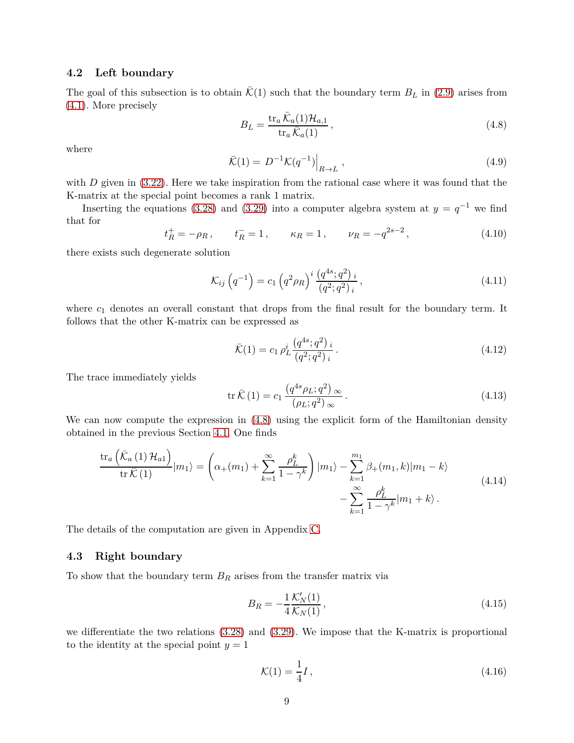### 4.2 Left boundary

The goal of this subsection is to obtain $\bar{\mathcal{K}}(1)$ such that the boundary term $B_L$ in (2.9) arises from (4.1). More precisely

$$
B_L = \frac{\mathrm{tr}_a\, \bar{\mathcal{K}}_a(1)\mathcal{H}_{a,1}}{\mathrm{tr}_a\, \bar{\mathcal{K}}_a(1)}\,, \tag{4.8}
$$

where

$$
\bar{\mathcal{K}}(1) = D^{-1}\mathcal{K}(q^{-1})\Big|_{R\to L}\,, \tag{4.9}
$$

with $D$ given in (3.22). Here we take inspiration from the rational case where it was found that the K-matrix at the special point becomes a rank 1 matrix.

Inserting the equations (3.28) and (3.29) into a computer algebra system at $y = q^{-1}$ we find that for

$$
t_R^+ = -\rho_R\,, \qquad t_R^- = 1\,, \qquad \kappa_R = 1\,, \qquad \nu_R = -q^{2s-2}\,, \tag{4.10}
$$

there exists such degenerate solution

$$
\mathcal{K}_{ij}\left(q^{-1}\right) = c_1 \left(q^2\rho_R\right)^i \frac{\left(q^{4s};q^2\right)_i}{\left(q^2;q^2\right)_i}\,, \tag{4.11}
$$

where $c_1$ denotes an overall constant that drops from the final result for the boundary term. It follows that the other K-matrix can be expressed as

$$
\bar{\mathcal{K}}(1) = c_1\, \rho_L^i \frac{\left(q^{4s};q^2\right)_i}{\left(q^2;q^2\right)_i}\,. \tag{4.12}
$$

The trace immediately yields

$$
\mathrm{tr}\, \bar{\mathcal{K}}\,(1) = c_1 \frac{\left(q^{4s}\rho_L;q^2\right)_\infty}{\left(\rho_L;q^2\right)_\infty}\,. \tag{4.13}
$$

We can now compute the expression in (4.8) using the explicit form of the Hamiltonian density obtained in the previous Section 4.1. One finds

$$
\begin{aligned}
\frac{\mathrm{tr}_a\left(\bar{\mathcal{K}}_a\,(1)\,\mathcal{H}_{a1}\right)}{\mathrm{tr}\,\bar{\mathcal{K}}\,(1)}|m_1\rangle = \left(\alpha_+(m_1) + \sum_{k=1}^{\infty}\frac{\rho_L^k}{1-\gamma^k}\right)|m_1\rangle - \sum_{k=1}^{m_1}\beta_+(m_1,k)|m_1-k\rangle \\
- \sum_{k=1}^{\infty}\frac{\rho_L^k}{1-\gamma^k}|m_1+k\rangle\,.
\end{aligned} \tag{4.14}
$$

The details of the computation are given in Appendix C.

### 4.3 Right boundary

To show that the boundary term $B_R$ arises from the transfer matrix via

$$
B_R = -\frac{1}{4}\frac{\mathcal{K}_N'(1)}{\mathcal{K}_N(1)}\,, \tag{4.15}
$$

we differentiate the two relations (3.28) and (3.29). We impose that the K-matrix is proportional to the identity at the special point $y = 1$

$$
\mathcal{K}(1) = \frac{1}{4}I\,, \tag{4.16}
$$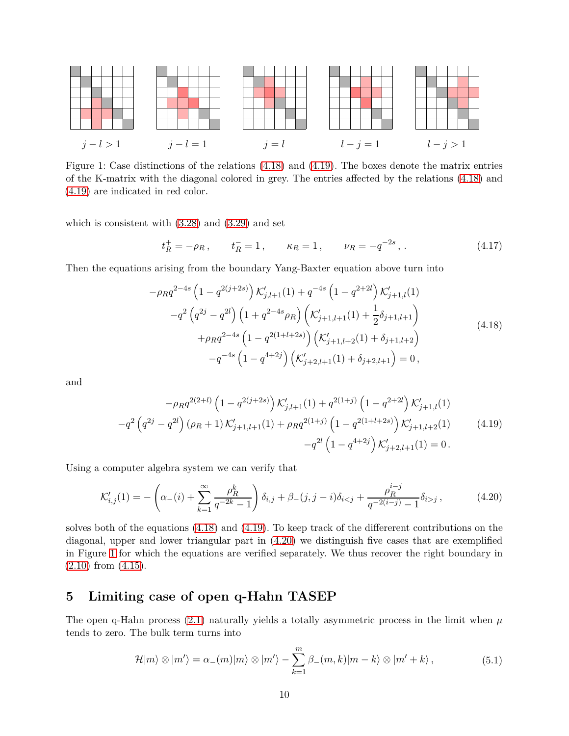$j-l>1$ $\quad$ $j-l=1$ $\quad$ $j=l$ $\quad$ $l-j=1$ $\quad$ $l-j>1$

Figure 1: Case distinctions of the relations (4.18) and (4.19). The boxes denote the matrix entries of the K-matrix with the diagonal colored in grey. The entries affected by the relations (4.18) and (4.19) are indicated in red color.

which is consistent with (3.28) and (3.29) and set

$$t_R^+ = -\rho_R\,, \qquad t_R^- = 1\,, \qquad \kappa_R = 1\,, \qquad \nu_R = -q^{-2s}\,,\,. \tag{4.17}$$

Then the equations arising from the boundary Yang-Baxter equation above turn into

$$\begin{aligned}
-\rho_R q^{2-4s}\left(1-q^{2(j+2s)}\right)\mathcal{K}'_{j,l+1}(1) + q^{-4s}\left(1-q^{2+2l}\right)\mathcal{K}'_{j+1,l}(1)&\\
-q^2\left(q^{2j}-q^{2l}\right)\left(1+q^{2-4s}\rho_R\right)\left(\mathcal{K}'_{j+1,l+1}(1)+\frac{1}{2}\delta_{j+1,l+1}\right)&\\
+\rho_R q^{2-4s}\left(1-q^{2(1+l+2s)}\right)\left(\mathcal{K}'_{j+1,l+2}(1)+\delta_{j+1,l+2}\right)&\\
-q^{-4s}\left(1-q^{4+2j}\right)\left(\mathcal{K}'_{j+2,l+1}(1)+\delta_{j+2,l+1}\right) = 0\,,&
\end{aligned} \tag{4.18}$$

and

$$\begin{aligned}
-\rho_R q^{2(2+l)}\left(1-q^{2(j+2s)}\right)\mathcal{K}'_{j,l+1}(1) + q^{2(1+j)}\left(1-q^{2+2l}\right)\mathcal{K}'_{j+1,l}(1)&\\
-q^2\left(q^{2j}-q^{2l}\right)(\rho_R+1)\,\mathcal{K}'_{j+1,l+1}(1) + \rho_R q^{2(1+j)}\left(1-q^{2(1+l+2s)}\right)\mathcal{K}'_{j+1,l+2}(1)&\\
-q^{2l}\left(1-q^{4+2j}\right)\mathcal{K}'_{j+2,l+1}(1) = 0\,.&
\end{aligned} \tag{4.19}$$

Using a computer algebra system we can verify that

$$\mathcal{K}'_{i,j}(1) = -\left(\alpha_-(i) + \sum_{k=1}^{\infty}\frac{\rho_R^k}{q^{-2k}-1}\right)\delta_{i,j} + \beta_-(j,j-i)\delta_{i<j} + \frac{\rho_R^{i-j}}{q^{-2(i-j)}-1}\delta_{i>j}\,, \tag{4.20}$$

solves both of the equations (4.18) and (4.19). To keep track of the differerent contributions on the diagonal, upper and lower triangular part in (4.20) we distinguish five cases that are exemplified in Figure 1 for which the equations are verified separately. We thus recover the right boundary in (2.10) from (4.15).

## 5 Limiting case of open q-Hahn TASEP

The open q-Hahn process (2.1) naturally yields a totally asymmetric process in the limit when $\mu$ tends to zero. The bulk term turns into

$$\mathcal{H}|m\rangle\otimes|m'\rangle = \alpha_-(m)|m\rangle\otimes|m'\rangle - \sum_{k=1}^{m}\beta_-(m,k)|m-k\rangle\otimes|m'+k\rangle\,, \tag{5.1}$$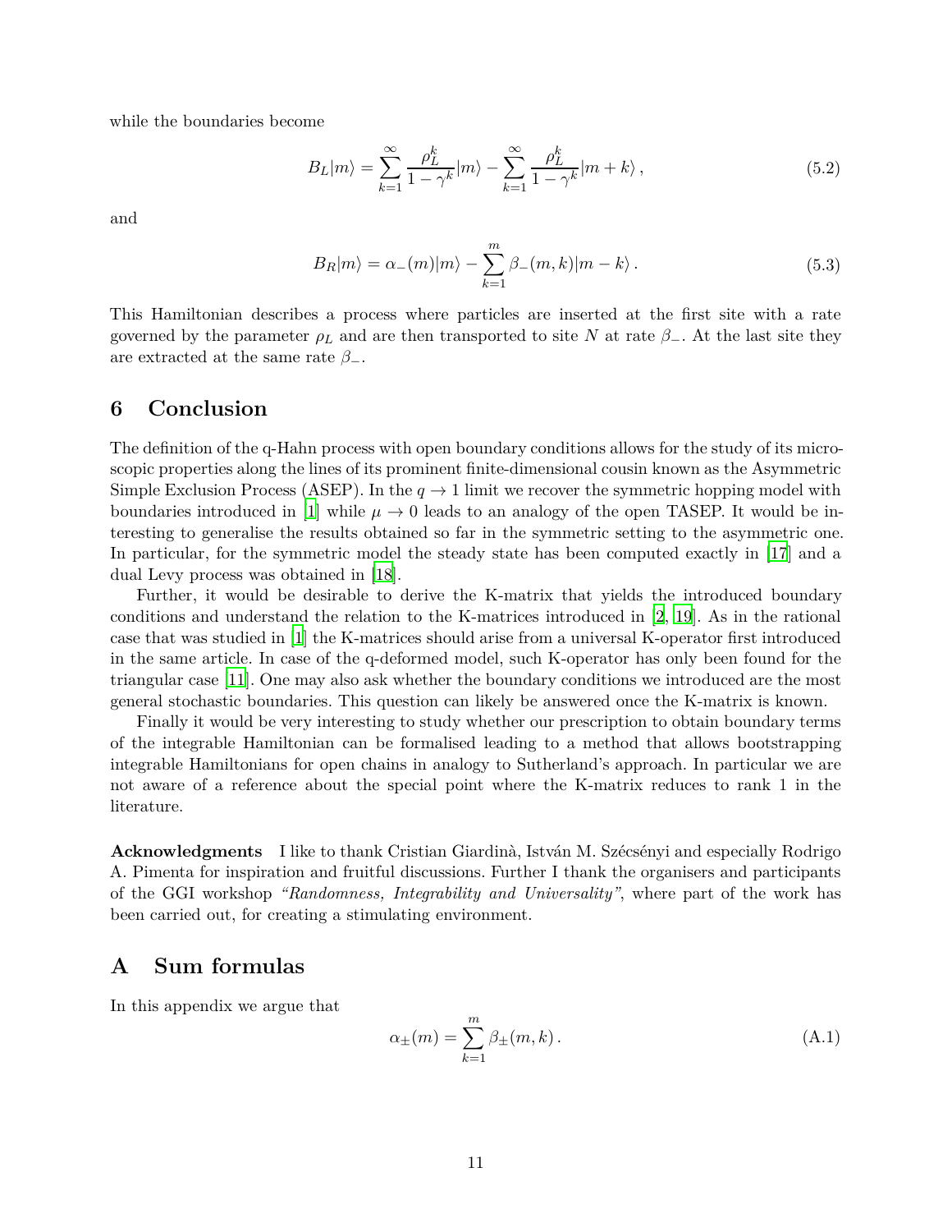while the boundaries become

$$
B_L|m\rangle = \sum_{k=1}^{\infty} \frac{\rho_L^k}{1-\gamma^k}|m\rangle - \sum_{k=1}^{\infty} \frac{\rho_L^k}{1-\gamma^k}|m+k\rangle \,, \tag{5.2}
$$

and

$$
B_R|m\rangle = \alpha_-(m)|m\rangle - \sum_{k=1}^{m} \beta_-(m,k)|m-k\rangle \,. \tag{5.3}
$$

This Hamiltonian describes a process where particles are inserted at the first site with a rate governed by the parameter $\rho_L$ and are then transported to site $N$ at rate $\beta_-$. At the last site they are extracted at the same rate $\beta_-$.

## 6 Conclusion

The definition of the q-Hahn process with open boundary conditions allows for the study of its microscopic properties along the lines of its prominent finite-dimensional cousin known as the Asymmetric Simple Exclusion Process (ASEP). In the $q \to 1$ limit we recover the symmetric hopping model with boundaries introduced in [1] while $\mu \to 0$ leads to an analogy of the open TASEP. It would be interesting to generalise the results obtained so far in the symmetric setting to the asymmetric one. In particular, for the symmetric model the steady state has been computed exactly in [17] and a dual Levy process was obtained in [18].

Further, it would be desirable to derive the K-matrix that yields the introduced boundary conditions and understand the relation to the K-matrices introduced in [2, 19]. As in the rational case that was studied in [1] the K-matrices should arise from a universal K-operator first introduced in the same article. In case of the q-deformed model, such K-operator has only been found for the triangular case [11]. One may also ask whether the boundary conditions we introduced are the most general stochastic boundaries. This question can likely be answered once the K-matrix is known.

Finally it would be very interesting to study whether our prescription to obtain boundary terms of the integrable Hamiltonian can be formalised leading to a method that allows bootstrapping integrable Hamiltonians for open chains in analogy to Sutherland's approach. In particular we are not aware of a reference about the special point where the K-matrix reduces to rank 1 in the literature.

**Acknowledgments** I like to thank Cristian Giardinà, István M. Szécsényi and especially Rodrigo A. Pimenta for inspiration and fruitful discussions. Further I thank the organisers and participants of the GGI workshop *"Randomness, Integrability and Universality"*, where part of the work has been carried out, for creating a stimulating environment.

## A Sum formulas

In this appendix we argue that

$$
\alpha_\pm(m) = \sum_{k=1}^{m} \beta_\pm(m,k) \,. \tag{A.1}
$$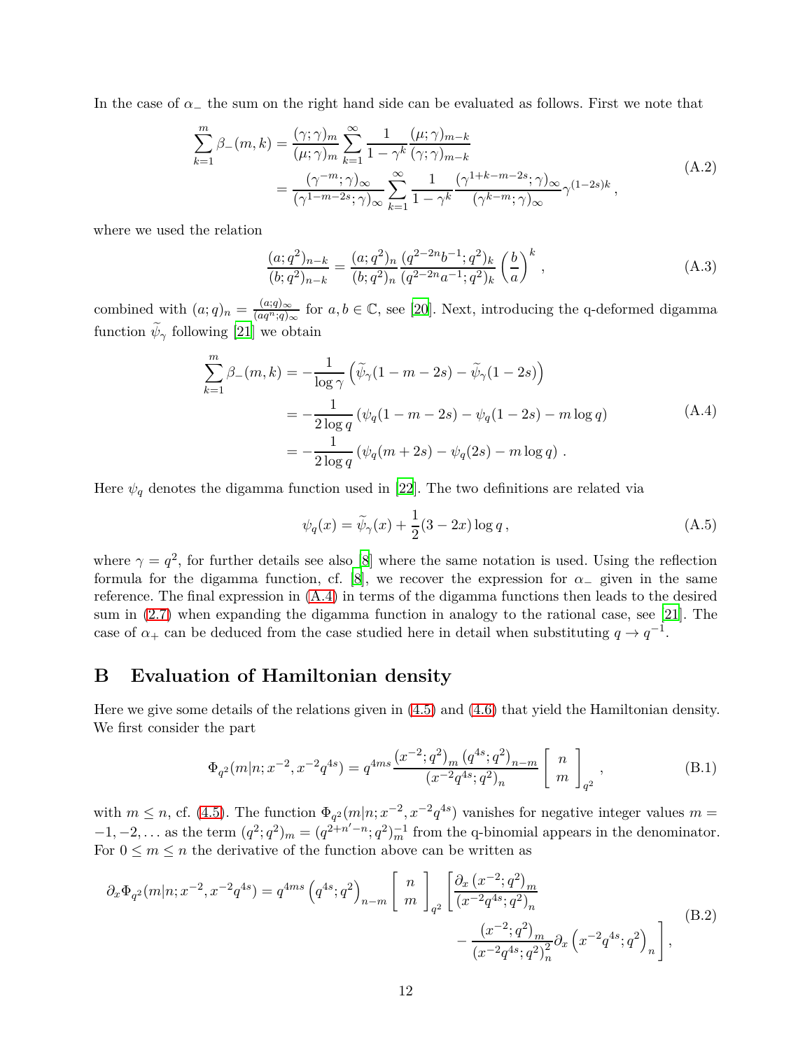In the case of $\alpha_-$ the sum on the right hand side can be evaluated as follows. First we note that

$$
\begin{aligned}
\sum_{k=1}^{m} \beta_-(m,k) &= \frac{(\gamma;\gamma)_m}{(\mu;\gamma)_m} \sum_{k=1}^{\infty} \frac{1}{1-\gamma^k} \frac{(\mu;\gamma)_{m-k}}{(\gamma;\gamma)_{m-k}} \\
&= \frac{(\gamma^{-m};\gamma)_\infty}{(\gamma^{1-m-2s};\gamma)_\infty} \sum_{k=1}^{\infty} \frac{1}{1-\gamma^k} \frac{(\gamma^{1+k-m-2s};\gamma)_\infty}{(\gamma^{k-m};\gamma)_\infty} \gamma^{(1-2s)k} \,,
\end{aligned}
\tag{A.2}
$$

where we used the relation

$$
\frac{(a;q^2)_{n-k}}{(b;q^2)_{n-k}} = \frac{(a;q^2)_n}{(b;q^2)_n} \frac{(q^{2-2n}b^{-1};q^2)_k}{(q^{2-2n}a^{-1};q^2)_k} \left(\frac{b}{a}\right)^k \,,
\tag{A.3}
$$

combined with $(a;q)_n = \frac{(a;q)_\infty}{(aq^n;q)_\infty}$ for $a,b \in \mathbb{C}$, see [20]. Next, introducing the q-deformed digamma function $\widetilde{\psi}_\gamma$ following [21] we obtain

$$
\begin{aligned}
\sum_{k=1}^{m} \beta_-(m,k) &= -\frac{1}{\log\gamma} \left(\widetilde{\psi}_\gamma(1-m-2s) - \widetilde{\psi}_\gamma(1-2s)\right) \\
&= -\frac{1}{2\log q} \left(\psi_q(1-m-2s) - \psi_q(1-2s) - m\log q\right) \\
&= -\frac{1}{2\log q} \left(\psi_q(m+2s) - \psi_q(2s) - m\log q\right) .
\end{aligned}
\tag{A.4}
$$

Here $\psi_q$ denotes the digamma function used in [22]. The two definitions are related via

$$
\psi_q(x) = \widetilde{\psi}_\gamma(x) + \frac{1}{2}(3-2x)\log q \,,
\tag{A.5}
$$

where $\gamma = q^2$, for further details see also [8] where the same notation is used. Using the reflection formula for the digamma function, cf. [8], we recover the expression for $\alpha_-$ given in the same reference. The final expression in (A.4) in terms of the digamma functions then leads to the desired sum in (2.7) when expanding the digamma function in analogy to the rational case, see [21]. The case of $\alpha_+$ can be deduced from the case studied here in detail when substituting $q \to q^{-1}$.

# B Evaluation of Hamiltonian density

Here we give some details of the relations given in (4.5) and (4.6) that yield the Hamiltonian density. We first consider the part

$$
\Phi_{q^2}(m|n;x^{-2},x^{-2}q^{4s}) = q^{4ms} \frac{(x^{-2};q^2)_m \,(q^{4s};q^2)_{n-m}}{(x^{-2}q^{4s};q^2)_n} \begin{bmatrix} n \\ m \end{bmatrix}_{q^2} \,,
\tag{B.1}
$$

with $m \leq n$, cf. (4.5). The function $\Phi_{q^2}(m|n;x^{-2},x^{-2}q^{4s})$ vanishes for negative integer values $m = -1,-2,\ldots$ as the term $(q^2;q^2)_m = (q^{2+n'-n};q^2)_m^{-1}$ from the q-binomial appears in the denominator. For $0 \leq m \leq n$ the derivative of the function above can be written as

$$
\begin{aligned}
\partial_x \Phi_{q^2}(m|n;x^{-2},x^{-2}q^{4s}) = q^{4ms} \left(q^{4s};q^2\right)_{n-m} \begin{bmatrix} n \\ m \end{bmatrix}_{q^2} \Bigg[ &\frac{\partial_x \left(x^{-2};q^2\right)_m}{(x^{-2}q^{4s};q^2)_n} \\
&- \frac{\left(x^{-2};q^2\right)_m}{(x^{-2}q^{4s};q^2)_n^2} \partial_x \left(x^{-2}q^{4s};q^2\right)_n \Bigg] \,,
\end{aligned}
\tag{B.2}
$$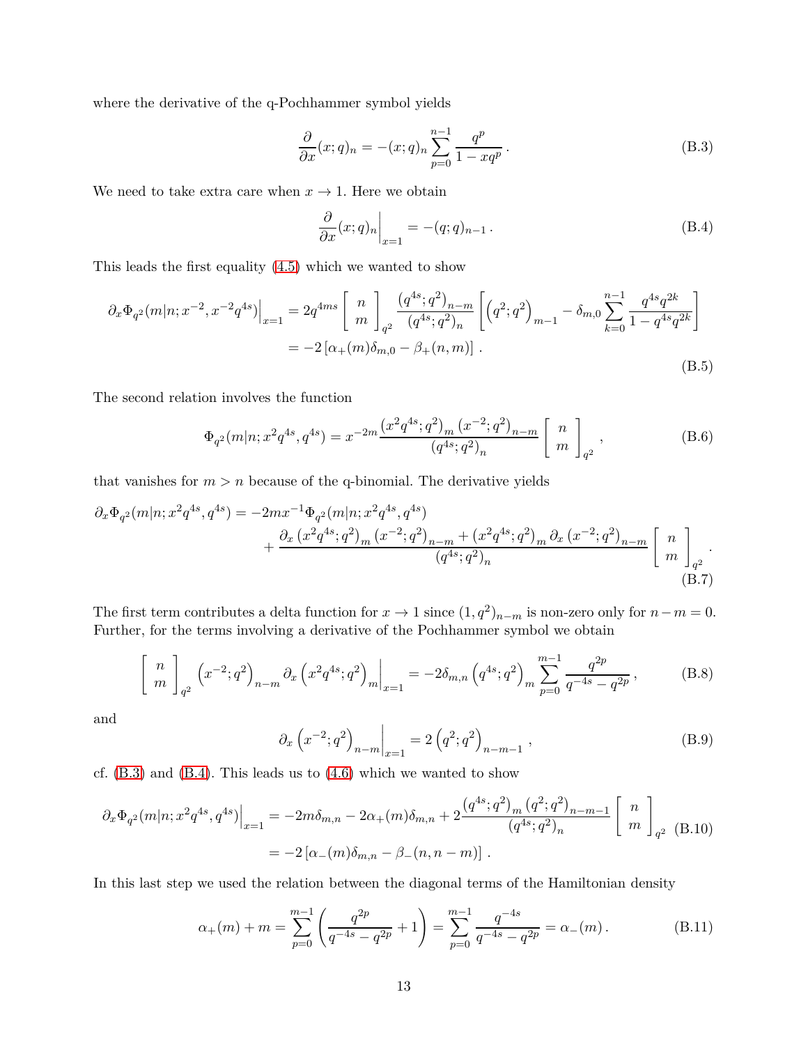where the derivative of the q-Pochhammer symbol yields

$$\frac{\partial}{\partial x}(x;q)_n = -(x;q)_n \sum_{p=0}^{n-1} \frac{q^p}{1-xq^p}\,. \tag{B.3}$$

We need to take extra care when $x \to 1$. Here we obtain

$$\frac{\partial}{\partial x}(x;q)_n\Big|_{x=1} = -(q;q)_{n-1}\,. \tag{B.4}$$

This leads the first equality (4.5) which we wanted to show

$$\begin{aligned}
\partial_x \Phi_{q^2}(m|n;x^{-2},x^{-2}q^{4s})\big|_{x=1} &= 2q^{4ms} \left[\begin{array}{c} n \\ m \end{array}\right]_{q^2} \frac{(q^{4s};q^2)_{n-m}}{(q^{4s};q^2)_n} \left[\left(q^2;q^2\right)_{m-1} - \delta_{m,0}\sum_{k=0}^{n-1} \frac{q^{4s}q^{2k}}{1-q^{4s}q^{2k}}\right] \\
&= -2\left[\alpha_+(m)\delta_{m,0} - \beta_+(n,m)\right]\,.
\end{aligned} \tag{B.5}$$

The second relation involves the function

$$\Phi_{q^2}(m|n;x^2q^{4s},q^{4s}) = x^{-2m}\frac{(x^2q^{4s};q^2)_m\,(x^{-2};q^2)_{n-m}}{(q^{4s};q^2)_n}\left[\begin{array}{c} n \\ m \end{array}\right]_{q^2}\,, \tag{B.6}$$

that vanishes for $m > n$ because of the q-binomial. The derivative yields

$$\begin{aligned}
\partial_x \Phi_{q^2}(m|n;x^2q^{4s},q^{4s}) = &-2mx^{-1}\Phi_{q^2}(m|n;x^2q^{4s},q^{4s}) \\
&+ \frac{\partial_x\left(x^2q^{4s};q^2\right)_m\left(x^{-2};q^2\right)_{n-m} + \left(x^2q^{4s};q^2\right)_m\partial_x\left(x^{-2};q^2\right)_{n-m}}{(q^{4s};q^2)_n}\left[\begin{array}{c} n \\ m \end{array}\right]_{q^2}\,.
\end{aligned} \tag{B.7}$$

The first term contributes a delta function for $x \to 1$ since $(1,q^2)_{n-m}$ is non-zero only for $n-m=0$. Further, for the terms involving a derivative of the Pochhammer symbol we obtain

$$\left[\begin{array}{c} n \\ m \end{array}\right]_{q^2}\left(x^{-2};q^2\right)_{n-m}\partial_x\left(x^2q^{4s};q^2\right)_m\Big|_{x=1} = -2\delta_{m,n}\left(q^{4s};q^2\right)_m\sum_{p=0}^{m-1}\frac{q^{2p}}{q^{-4s}-q^{2p}}\,, \tag{B.8}$$

and

$$\partial_x\left(x^{-2};q^2\right)_{n-m}\Big|_{x=1} = 2\left(q^2;q^2\right)_{n-m-1}\,, \tag{B.9}$$

cf. (B.3) and (B.4). This leads us to (4.6) which we wanted to show

$$\begin{aligned}
\partial_x \Phi_{q^2}(m|n;x^2q^{4s},q^{4s})\big|_{x=1} &= -2m\delta_{m,n} - 2\alpha_+(m)\delta_{m,n} + 2\frac{(q^{4s};q^2)_m\,(q^2;q^2)_{n-m-1}}{(q^{4s};q^2)_n}\left[\begin{array}{c} n \\ m \end{array}\right]_{q^2} \\
&= -2\left[\alpha_-(m)\delta_{m,n} - \beta_-(n,n-m)\right]\,.
\end{aligned} \tag{B.10}$$

In this last step we used the relation between the diagonal terms of the Hamiltonian density

$$\alpha_+(m) + m = \sum_{p=0}^{m-1}\left(\frac{q^{2p}}{q^{-4s}-q^{2p}}+1\right) = \sum_{p=0}^{m-1}\frac{q^{-4s}}{q^{-4s}-q^{2p}} = \alpha_-(m)\,. \tag{B.11}$$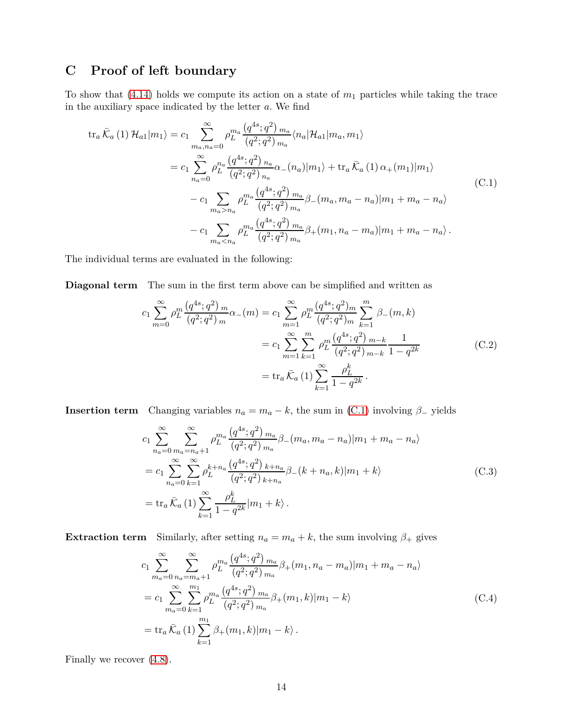# C Proof of left boundary

To show that (4.14) holds we compute its action on a state of $m_1$ particles while taking the trace in the auxiliary space indicated by the letter $a$. We find

$$
\begin{aligned}
\operatorname{tr}_a \bar{\mathcal{K}}_a(1)\,\mathcal{H}_{a1}|m_1\rangle &= c_1 \sum_{m_a,n_a=0}^{\infty} \rho_L^{m_a} \frac{(q^{4s};q^2)_{m_a}}{(q^2;q^2)_{m_a}} \langle n_a|\mathcal{H}_{a1}|m_a,m_1\rangle \\
&= c_1 \sum_{n_a=0}^{\infty} \rho_L^{n_a} \frac{(q^{4s};q^2)_{n_a}}{(q^2;q^2)_{n_a}} \alpha_-(n_a)|m_1\rangle + \operatorname{tr}_a \bar{\mathcal{K}}_a(1)\,\alpha_+(m_1)|m_1\rangle \\
&\quad - c_1 \sum_{m_a>n_a} \rho_L^{m_a} \frac{(q^{4s};q^2)_{m_a}}{(q^2;q^2)_{m_a}} \beta_-(m_a,m_a-n_a)|m_1+m_a-n_a\rangle \\
&\quad - c_1 \sum_{m_a<n_a} \rho_L^{m_a} \frac{(q^{4s};q^2)_{m_a}}{(q^2;q^2)_{m_a}} \beta_+(m_1,n_a-m_a)|m_1+m_a-n_a\rangle\,.
\end{aligned}
\tag{C.1}
$$

The individual terms are evaluated in the following:

**Diagonal term** The sum in the first term above can be simplified and written as

$$
\begin{aligned}
c_1 \sum_{m=0}^{\infty} \rho_L^m \frac{(q^{4s};q^2)_m}{(q^2;q^2)_m} \alpha_-(m) &= c_1 \sum_{m=1}^{\infty} \rho_L^m \frac{(q^{4s};q^2)_m}{(q^2;q^2)_m} \sum_{k=1}^{m} \beta_-(m,k) \\
&= c_1 \sum_{m=1}^{\infty} \sum_{k=1}^{m} \rho_L^m \frac{(q^{4s};q^2)_{m-k}}{(q^2;q^2)_{m-k}} \frac{1}{1-q^{2k}} \\
&= \operatorname{tr}_a \bar{\mathcal{K}}_a(1) \sum_{k=1}^{\infty} \frac{\rho_L^k}{1-q^{2k}}\,.
\end{aligned}
\tag{C.2}
$$

**Insertion term** Changing variables $n_a = m_a - k$, the sum in (C.1) involving $\beta_-$ yields

$$
\begin{aligned}
&c_1 \sum_{n_a=0}^{\infty} \sum_{m_a=n_a+1}^{\infty} \rho_L^{m_a} \frac{(q^{4s};q^2)_{m_a}}{(q^2;q^2)_{m_a}} \beta_-(m_a,m_a-n_a)|m_1+m_a-n_a\rangle \\
&= c_1 \sum_{n_a=0}^{\infty} \sum_{k=1}^{\infty} \rho_L^{k+n_a} \frac{(q^{4s};q^2)_{k+n_a}}{(q^2;q^2)_{k+n_a}} \beta_-(k+n_a,k)|m_1+k\rangle \\
&= \operatorname{tr}_a \bar{\mathcal{K}}_a(1) \sum_{k=1}^{\infty} \frac{\rho_L^k}{1-q^{2k}} |m_1+k\rangle\,.
\end{aligned}
\tag{C.3}
$$

**Extraction term** Similarly, after setting $n_a = m_a + k$, the sum involving $\beta_+$ gives

$$
\begin{aligned}
&c_1 \sum_{m_a=0}^{\infty} \sum_{n_a=m_a+1}^{\infty} \rho_L^{m_a} \frac{(q^{4s};q^2)_{m_a}}{(q^2;q^2)_{m_a}} \beta_+(m_1,n_a-m_a)|m_1+m_a-n_a\rangle \\
&= c_1 \sum_{m_a=0}^{\infty} \sum_{k=1}^{m_1} \rho_L^{m_a} \frac{(q^{4s};q^2)_{m_a}}{(q^2;q^2)_{m_a}} \beta_+(m_1,k)|m_1-k\rangle \\
&= \operatorname{tr}_a \bar{\mathcal{K}}_a(1) \sum_{k=1}^{m_1} \beta_+(m_1,k)|m_1-k\rangle\,.
\end{aligned}
\tag{C.4}
$$

Finally we recover (4.8).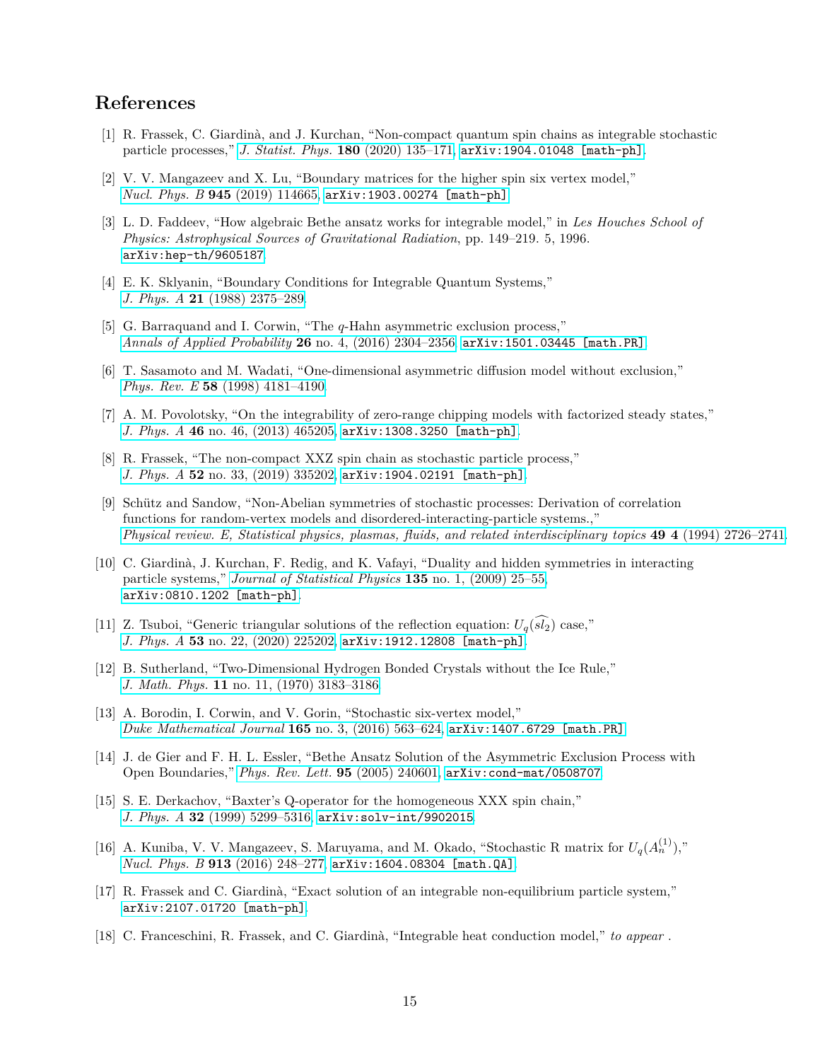# References

[1] R. Frassek, C. Giardinà, and J. Kurchan, "Non-compact quantum spin chains as integrable stochastic particle processes," *J. Statist. Phys.* **180** (2020) 135–171, arXiv:1904.01048 [math-ph].

[2] V. V. Mangazeev and X. Lu, "Boundary matrices for the higher spin six vertex model," *Nucl. Phys. B* **945** (2019) 114665, arXiv:1903.00274 [math-ph].

[3] L. D. Faddeev, "How algebraic Bethe ansatz works for integrable model," in *Les Houches School of Physics: Astrophysical Sources of Gravitational Radiation*, pp. 149–219. 5, 1996. arXiv:hep-th/9605187.

[4] E. K. Sklyanin, "Boundary Conditions for Integrable Quantum Systems," *J. Phys. A* **21** (1988) 2375–289.

[5] G. Barraquand and I. Corwin, "The $q$-Hahn asymmetric exclusion process," *Annals of Applied Probability* **26** no. 4, (2016) 2304–2356, arXiv:1501.03445 [math.PR].

[6] T. Sasamoto and M. Wadati, "One-dimensional asymmetric diffusion model without exclusion," *Phys. Rev. E* **58** (1998) 4181–4190.

[7] A. M. Povolotsky, "On the integrability of zero-range chipping models with factorized steady states," *J. Phys. A* **46** no. 46, (2013) 465205, arXiv:1308.3250 [math-ph].

[8] R. Frassek, "The non-compact XXZ spin chain as stochastic particle process," *J. Phys. A* **52** no. 33, (2019) 335202, arXiv:1904.02191 [math-ph].

[9] Schütz and Sandow, "Non-Abelian symmetries of stochastic processes: Derivation of correlation functions for random-vertex models and disordered-interacting-particle systems.," *Physical review. E, Statistical physics, plasmas, fluids, and related interdisciplinary topics* **49 4** (1994) 2726–2741.

[10] C. Giardinà, J. Kurchan, F. Redig, and K. Vafayi, "Duality and hidden symmetries in interacting particle systems," *Journal of Statistical Physics* **135** no. 1, (2009) 25–55, arXiv:0810.1202 [math-ph].

[11] Z. Tsuboi, "Generic triangular solutions of the reflection equation: $U_q(\widehat{sl_2})$ case," *J. Phys. A* **53** no. 22, (2020) 225202, arXiv:1912.12808 [math-ph].

[12] B. Sutherland, "Two-Dimensional Hydrogen Bonded Crystals without the Ice Rule," *J. Math. Phys.* **11** no. 11, (1970) 3183–3186.

[13] A. Borodin, I. Corwin, and V. Gorin, "Stochastic six-vertex model," *Duke Mathematical Journal* **165** no. 3, (2016) 563–624, arXiv:1407.6729 [math.PR].

[14] J. de Gier and F. H. L. Essler, "Bethe Ansatz Solution of the Asymmetric Exclusion Process with Open Boundaries," *Phys. Rev. Lett.* **95** (2005) 240601, arXiv:cond-mat/0508707.

[15] S. E. Derkachov, "Baxter's Q-operator for the homogeneous XXX spin chain," *J. Phys. A* **32** (1999) 5299–5316, arXiv:solv-int/9902015.

[16] A. Kuniba, V. V. Mangazeev, S. Maruyama, and M. Okado, "Stochastic R matrix for $U_q(A_n^{(1)})$," *Nucl. Phys. B* **913** (2016) 248–277, arXiv:1604.08304 [math.QA].

[17] R. Frassek and C. Giardinà, "Exact solution of an integrable non-equilibrium particle system," arXiv:2107.01720 [math-ph].

[18] C. Franceschini, R. Frassek, and C. Giardinà, "Integrable heat conduction model," *to appear* .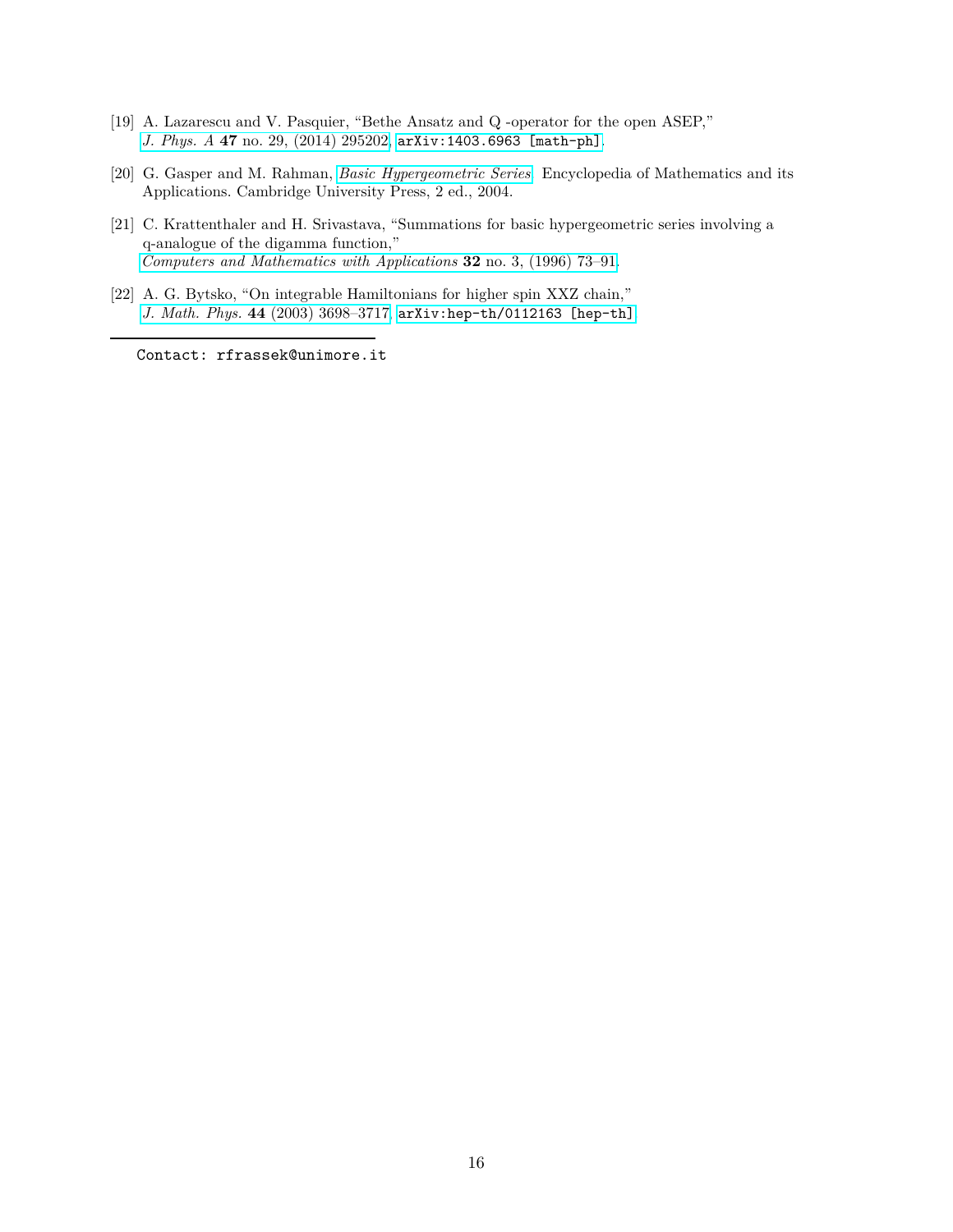[19] A. Lazarescu and V. Pasquier, "Bethe Ansatz and Q -operator for the open ASEP," *J. Phys. A* **47** no. 29, (2014) 295202, arXiv:1403.6963 [math-ph].

[20] G. Gasper and M. Rahman, *Basic Hypergeometric Series*. Encyclopedia of Mathematics and its Applications. Cambridge University Press, 2 ed., 2004.

[21] C. Krattenthaler and H. Srivastava, "Summations for basic hypergeometric series involving a q-analogue of the digamma function," *Computers and Mathematics with Applications* **32** no. 3, (1996) 73–91.

[22] A. G. Bytsko, "On integrable Hamiltonians for higher spin XXZ chain," *J. Math. Phys.* **44** (2003) 3698–3717, arXiv:hep-th/0112163 [hep-th].

---

Contact: rfrassek@unimore.it